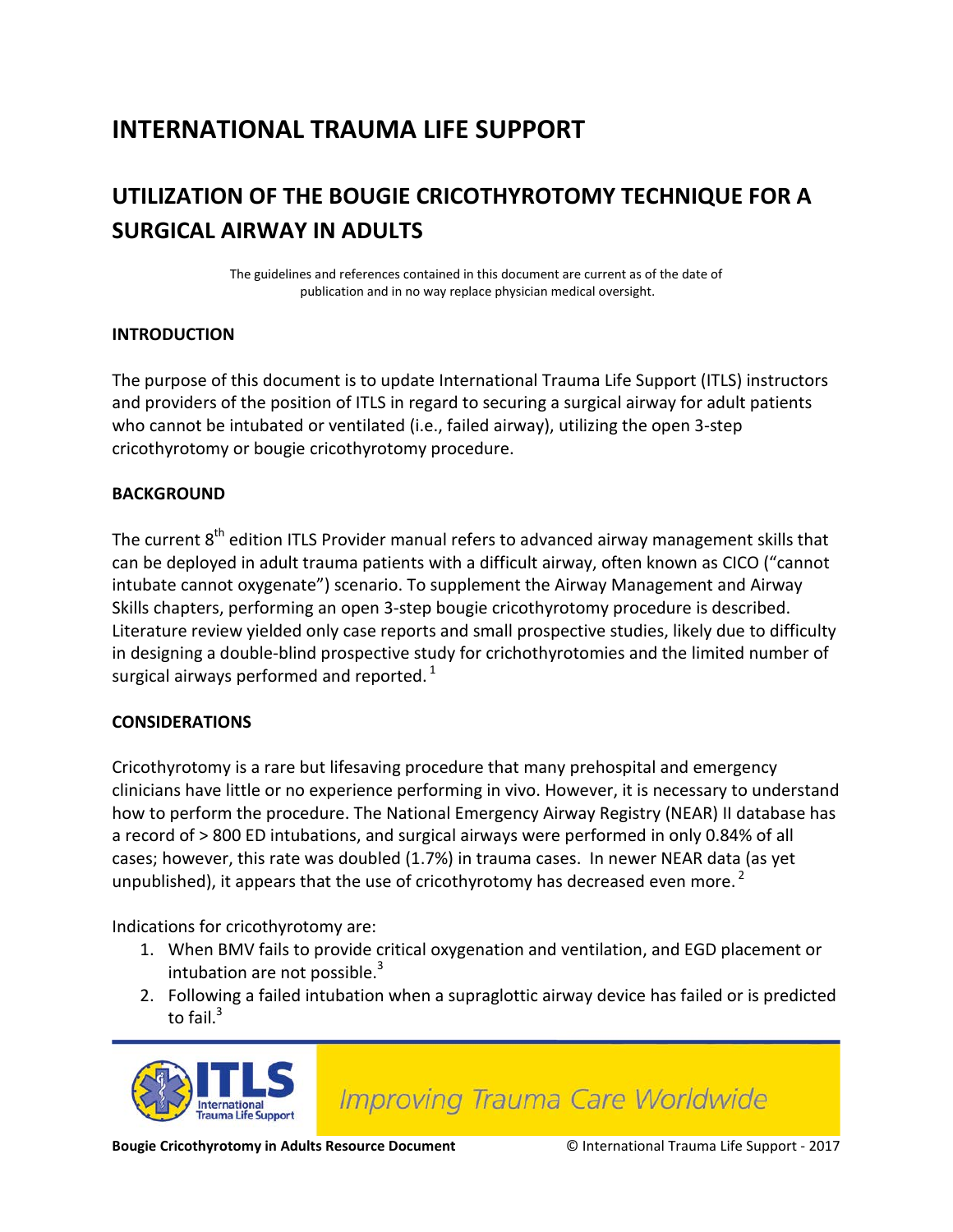# INTERNATIONAL TRAUMA LIFE SUPPORT

## UTILIZATION OF THE BOUGIE CRICOTHYROTOMY TECHNIQUE FOR A SURGICAL AIRWAY IN ADULTS

The guidelines and references contained in this document are current as of the date of publication and in no way replace physician medical oversight.

### INTRODUCTION

The purpose of this document is to update International Trauma Life Support (ITLS) instructors and providers of the position of ITLS in regard to securing a surgical airway for adult patients who cannot be intubated or ventilated (i.e., failed airway), utilizing the open 3-step cricothyrotomy or bougie cricothyrotomy procedure.

### BACKGROUND

The current 8th edition ITLS Provider manual refers to advanced airway management skills that can be deployed in adult trauma patients with a difficult airway, often known as CICO ("cannot intubate cannot oxygenate") scenario. To supplement the Airway Management and Airway Skills chapters, performing an open 3-step bougie cricothyrotomy procedure is described. Literature review yielded only case reports and small prospective studies, likely due to difficulty in designing a double-blind prospective study for crichothyrotomies and the limited number of surgical airways performed and reported.[1]

### CONSIDERATIONS

Cricothyrotomy is a rare but lifesaving procedure that many prehospital and emergency clinicians have little or no experience performing in vivo. However, it is necessary to understand how to perform the procedure. The National Emergency Airway Registry (NEAR) II database has a record of > 800 ED intubations, and surgical airways were performed in only 0.84% of all cases; however, this rate was doubled (1.7%) in trauma cases. In newer NEAR data (as yet unpublished), it appears that the use of cricothyrotomy has decreased even more.[2]

Indications for cricothyrotomy are:

1. When BMV fails to provide critical oxygenation and ventilation, and EGD placement or intubation are not possible.[3]
2. Following a failed intubation when a supraglottic airway device has failed or is predicted to fail.[3]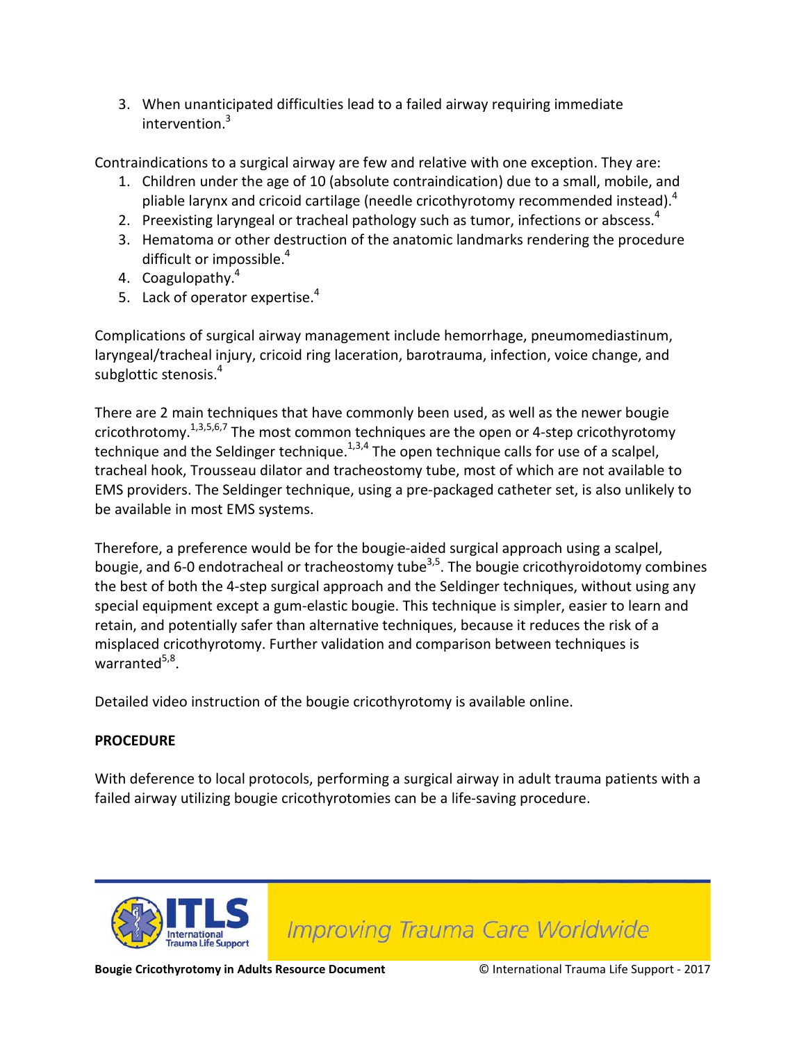3. When unanticipated difficulties lead to a failed airway requiring immediate intervention.[3]

Contraindications to a surgical airway are few and relative with one exception. They are:

1. Children under the age of 10 (absolute contraindication) due to a small, mobile, and pliable larynx and cricoid cartilage (needle cricothyrotomy recommended instead).[4]
2. Preexisting laryngeal or tracheal pathology such as tumor, infections or abscess.[4]
3. Hematoma or other destruction of the anatomic landmarks rendering the procedure difficult or impossible.[4]
4. Coagulopathy.[4]
5. Lack of operator expertise.[4]

Complications of surgical airway management include hemorrhage, pneumomediastinum, laryngeal/tracheal injury, cricoid ring laceration, barotrauma, infection, voice change, and subglottic stenosis.[4]

There are 2 main techniques that have commonly been used, as well as the newer bougie cricothrotomy.[1,3,5,6,7] The most common techniques are the open or 4-step cricothyrotomy technique and the Seldinger technique.[1,3,4] The open technique calls for use of a scalpel, tracheal hook, Trousseau dilator and tracheostomy tube, most of which are not available to EMS providers. The Seldinger technique, using a pre-packaged catheter set, is also unlikely to be available in most EMS systems.

Therefore, a preference would be for the bougie-aided surgical approach using a scalpel, bougie, and 6-0 endotracheal or tracheostomy tube[3,5]. The bougie cricothyroidotomy combines the best of both the 4-step surgical approach and the Seldinger techniques, without using any special equipment except a gum-elastic bougie. This technique is simpler, easier to learn and retain, and potentially safer than alternative techniques, because it reduces the risk of a misplaced cricothyrotomy. Further validation and comparison between techniques is warranted[5,8].

Detailed video instruction of the bougie cricothyrotomy is available online.

**PROCEDURE**

With deference to local protocols, performing a surgical airway in adult trauma patients with a failed airway utilizing bougie cricothyrotomies can be a life-saving procedure.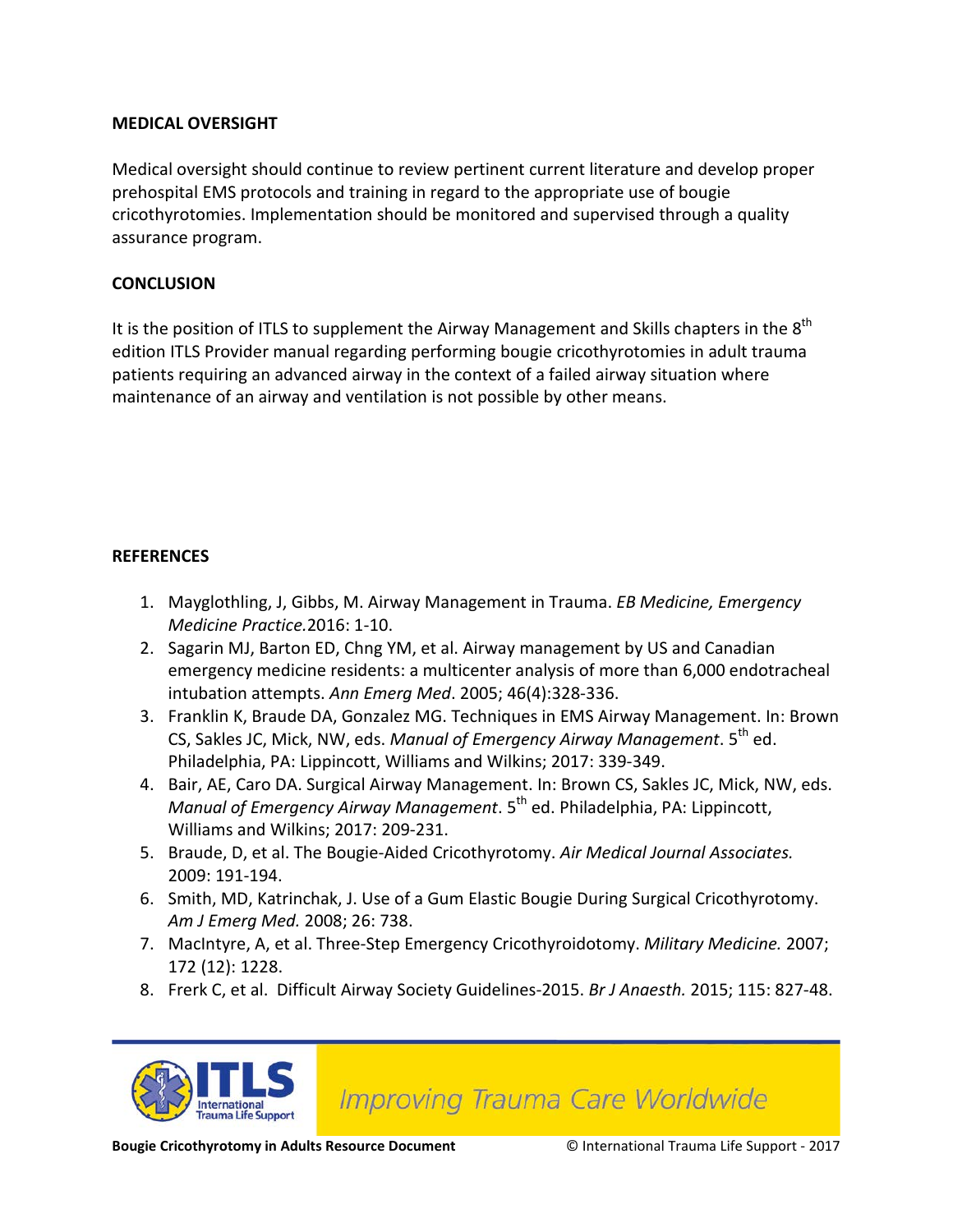## MEDICAL OVERSIGHT

Medical oversight should continue to review pertinent current literature and develop proper prehospital EMS protocols and training in regard to the appropriate use of bougie cricothyrotomies. Implementation should be monitored and supervised through a quality assurance program.

## CONCLUSION

It is the position of ITLS to supplement the Airway Management and Skills chapters in the 8th edition ITLS Provider manual regarding performing bougie cricothyrotomies in adult trauma patients requiring an advanced airway in the context of a failed airway situation where maintenance of an airway and ventilation is not possible by other means.

## REFERENCES

1. Mayglothling, J, Gibbs, M. Airway Management in Trauma. *EB Medicine, Emergency Medicine Practice.*2016: 1-10.
2. Sagarin MJ, Barton ED, Chng YM, et al. Airway management by US and Canadian emergency medicine residents: a multicenter analysis of more than 6,000 endotracheal intubation attempts. *Ann Emerg Med*. 2005; 46(4):328-336.
3. Franklin K, Braude DA, Gonzalez MG. Techniques in EMS Airway Management. In: Brown CS, Sakles JC, Mick, NW, eds. *Manual of Emergency Airway Management*. 5th ed. Philadelphia, PA: Lippincott, Williams and Wilkins; 2017: 339-349.
4. Bair, AE, Caro DA. Surgical Airway Management. In: Brown CS, Sakles JC, Mick, NW, eds. *Manual of Emergency Airway Management*. 5th ed. Philadelphia, PA: Lippincott, Williams and Wilkins; 2017: 209-231.
5. Braude, D, et al. The Bougie-Aided Cricothyrotomy. *Air Medical Journal Associates.* 2009: 191-194.
6. Smith, MD, Katrinchak, J. Use of a Gum Elastic Bougie During Surgical Cricothyrotomy. *Am J Emerg Med.* 2008; 26: 738.
7. MacIntyre, A, et al. Three-Step Emergency Cricothyroidotomy. *Military Medicine.* 2007; 172 (12): 1228.
8. Frerk C, et al. Difficult Airway Society Guidelines-2015. *Br J Anaesth.* 2015; 115: 827-48.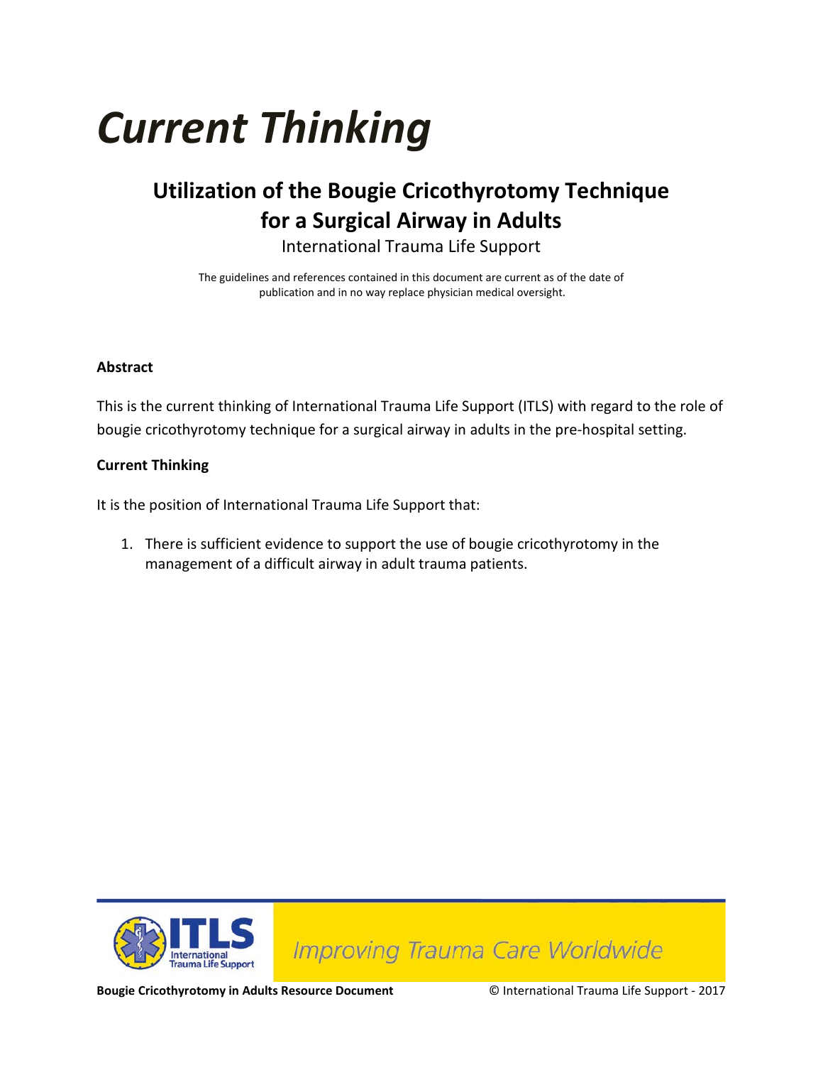# *Current Thinking*

## Utilization of the Bougie Cricothyrotomy Technique for a Surgical Airway in Adults

International Trauma Life Support

The guidelines and references contained in this document are current as of the date of publication and in no way replace physician medical oversight.

**Abstract**

This is the current thinking of International Trauma Life Support (ITLS) with regard to the role of bougie cricothyrotomy technique for a surgical airway in adults in the pre-hospital setting.

**Current Thinking**

It is the position of International Trauma Life Support that:

1. There is sufficient evidence to support the use of bougie cricothyrotomy in the management of a difficult airway in adult trauma patients.